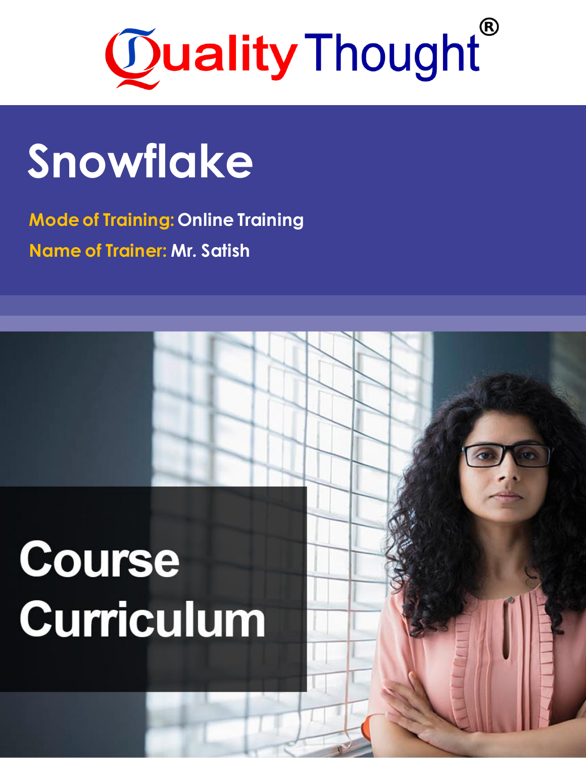# Quality Thought®

# Snowflake

**Mode of Training:** Online Training

**Name of Trainer:** Mr. Satish

## Course Curriculum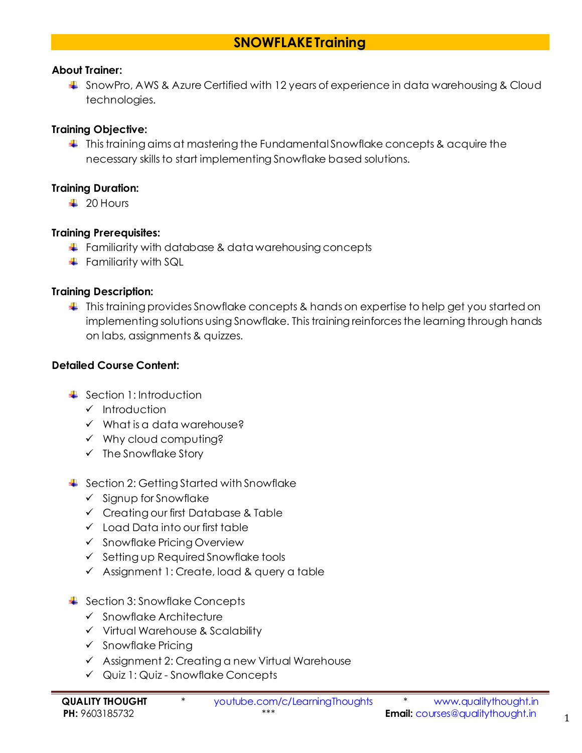## SNOWFLAKE Training

**About Trainer:**

- SnowPro, AWS & Azure Certified with 12 years of experience in data warehousing & Cloud technologies.

**Training Objective:**

- This training aims at mastering the Fundamental Snowflake concepts & acquire the necessary skills to start implementing Snowflake based solutions.

**Training Duration:**

- 20 Hours

**Training Prerequisites:**

- Familiarity with database & data warehousing concepts
- Familiarity with SQL

**Training Description:**

- This training provides Snowflake concepts & hands on expertise to help get you started on implementing solutions using Snowflake. This training reinforces the learning through hands on labs, assignments & quizzes.

**Detailed Course Content:**

- Section 1: Introduction
  - ✓ Introduction
  - ✓ What is a data warehouse?
  - ✓ Why cloud computing?
  - ✓ The Snowflake Story

- Section 2: Getting Started with Snowflake
  - ✓ Signup for Snowflake
  - ✓ Creating our first Database & Table
  - ✓ Load Data into our first table
  - ✓ Snowflake Pricing Overview
  - ✓ Setting up Required Snowflake tools
  - ✓ Assignment 1: Create, load & query a table

- Section 3: Snowflake Concepts
  - ✓ Snowflake Architecture
  - ✓ Virtual Warehouse & Scalability
  - ✓ Snowflake Pricing
  - ✓ Assignment 2: Creating a new Virtual Warehouse
  - ✓ Quiz 1: Quiz - Snowflake Concepts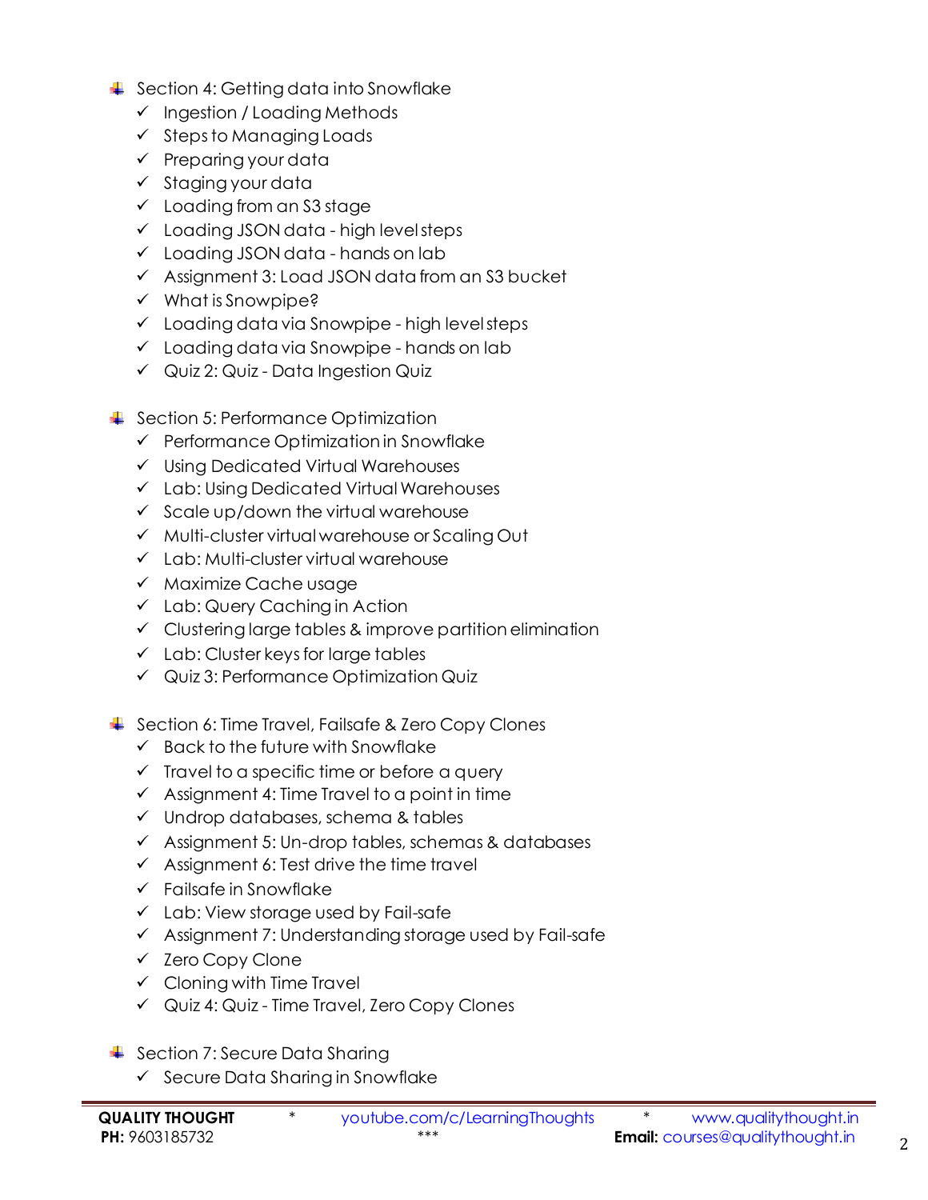- Section 4: Getting data into Snowflake
  - ✓ Ingestion / Loading Methods
  - ✓ Steps to Managing Loads
  - ✓ Preparing your data
  - ✓ Staging your data
  - ✓ Loading from an S3 stage
  - ✓ Loading JSON data - high level steps
  - ✓ Loading JSON data - hands on lab
  - ✓ Assignment 3: Load JSON data from an S3 bucket
  - ✓ What is Snowpipe?
  - ✓ Loading data via Snowpipe - high level steps
  - ✓ Loading data via Snowpipe - hands on lab
  - ✓ Quiz 2: Quiz - Data Ingestion Quiz

- Section 5: Performance Optimization
  - ✓ Performance Optimization in Snowflake
  - ✓ Using Dedicated Virtual Warehouses
  - ✓ Lab: Using Dedicated Virtual Warehouses
  - ✓ Scale up/down the virtual warehouse
  - ✓ Multi-cluster virtual warehouse or Scaling Out
  - ✓ Lab: Multi-cluster virtual warehouse
  - ✓ Maximize Cache usage
  - ✓ Lab: Query Caching in Action
  - ✓ Clustering large tables & improve partition elimination
  - ✓ Lab: Cluster keys for large tables
  - ✓ Quiz 3: Performance Optimization Quiz

- Section 6: Time Travel, Failsafe & Zero Copy Clones
  - ✓ Back to the future with Snowflake
  - ✓ Travel to a specific time or before a query
  - ✓ Assignment 4: Time Travel to a point in time
  - ✓ Undrop databases, schema & tables
  - ✓ Assignment 5: Un-drop tables, schemas & databases
  - ✓ Assignment 6: Test drive the time travel
  - ✓ Failsafe in Snowflake
  - ✓ Lab: View storage used by Fail-safe
  - ✓ Assignment 7: Understanding storage used by Fail-safe
  - ✓ Zero Copy Clone
  - ✓ Cloning with Time Travel
  - ✓ Quiz 4: Quiz - Time Travel, Zero Copy Clones

- Section 7: Secure Data Sharing
  - ✓ Secure Data Sharing in Snowflake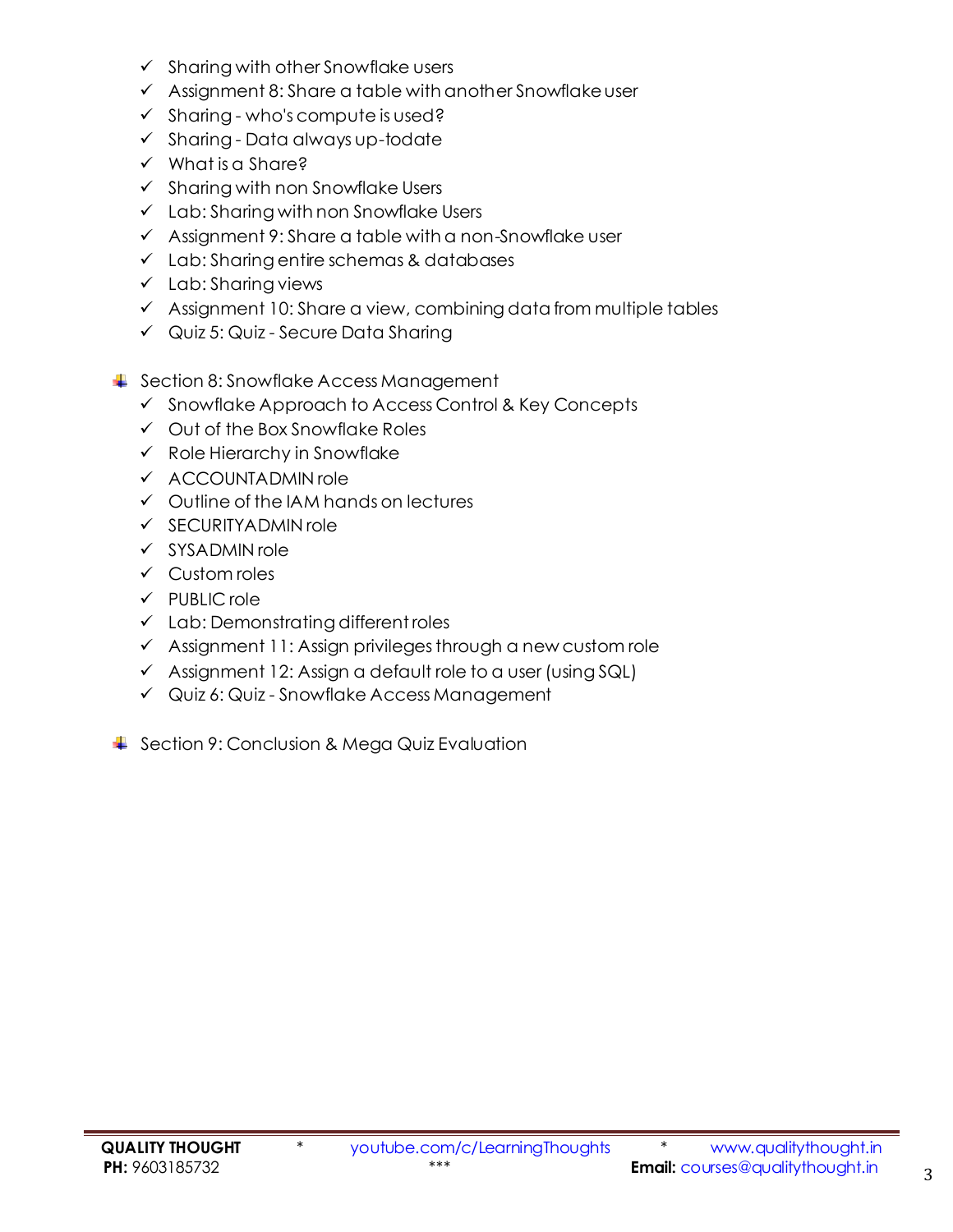- ✓ Sharing with other Snowflake users
- ✓ Assignment 8: Share a table with another Snowflake user
- ✓ Sharing - who's compute is used?
- ✓ Sharing - Data always up-todate
- ✓ What is a Share?
- ✓ Sharing with non Snowflake Users
- ✓ Lab: Sharing with non Snowflake Users
- ✓ Assignment 9: Share a table with a non-Snowflake user
- ✓ Lab: Sharing entire schemas & databases
- ✓ Lab: Sharing views
- ✓ Assignment 10: Share a view, combining data from multiple tables
- ✓ Quiz 5: Quiz - Secure Data Sharing

## Section 8: Snowflake Access Management

- ✓ Snowflake Approach to Access Control & Key Concepts
- ✓ Out of the Box Snowflake Roles
- ✓ Role Hierarchy in Snowflake
- ✓ ACCOUNTADMIN role
- ✓ Outline of the IAM hands on lectures
- ✓ SECURITYADMIN role
- ✓ SYSADMIN role
- ✓ Custom roles
- ✓ PUBLIC role
- ✓ Lab: Demonstrating different roles
- ✓ Assignment 11: Assign privileges through a new custom role
- ✓ Assignment 12: Assign a default role to a user (using SQL)
- ✓ Quiz 6: Quiz - Snowflake Access Management

## Section 9: Conclusion & Mega Quiz Evaluation